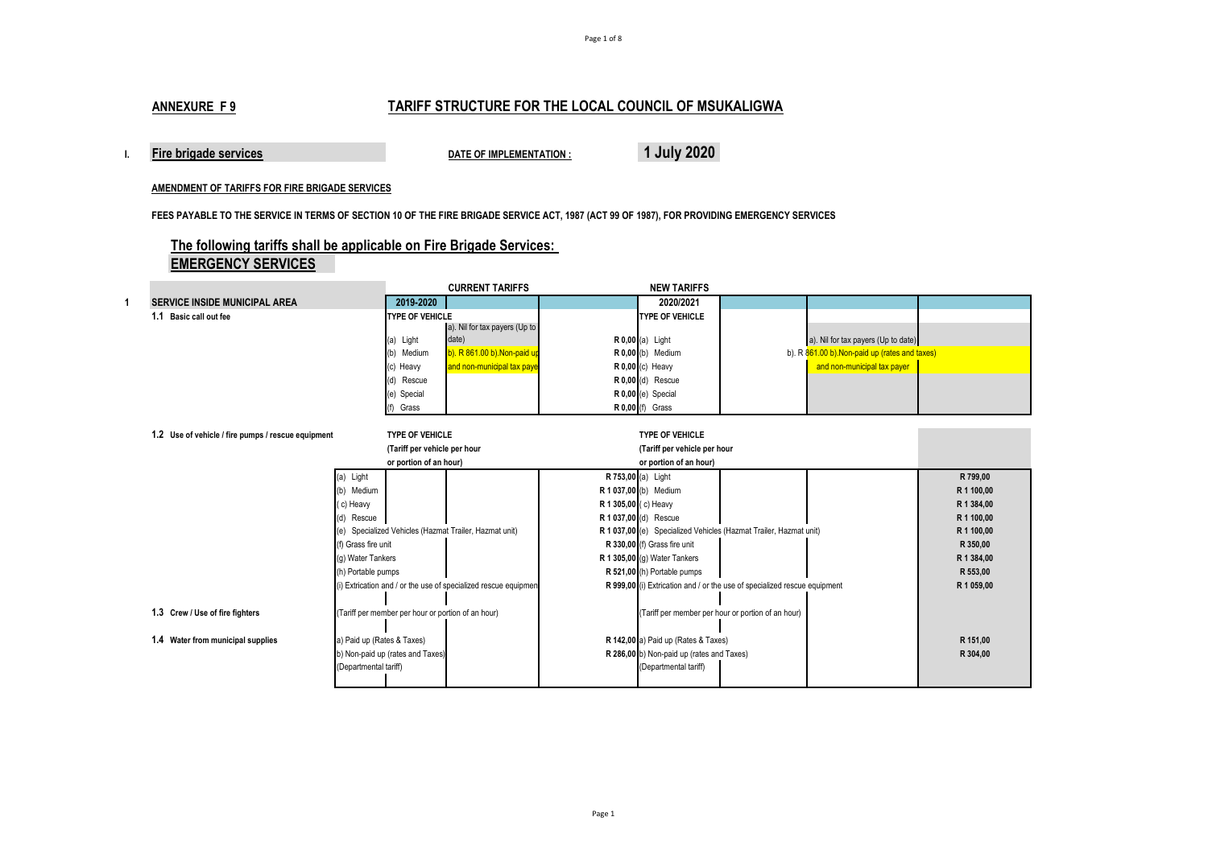## ANNEXURE F 9

## TARIFF STRUCTURE FOR THE LOCAL COUNCIL OF MSUKALIGWA

**I. Fire brigade services** **DATE OF IMPLEMENTATION :** **1 July 2020**

**AMENDMENT OF TARIFFS FOR FIRE BRIGADE SERVICES**

**FEES PAYABLE TO THE SERVICE IN TERMS OF SECTION 10 OF THE FIRE BRIGADE SERVICE ACT, 1987 (ACT 99 OF 1987), FOR PROVIDING EMERGENCY SERVICES**

### The following tariffs shall be applicable on Fire Brigade Services:

### EMERGENCY SERVICES

| | | CURRENT TARIFFS | | | NEW TARIFFS | |
|---|---|---|---|---|---|---|
| **1 SERVICE INSIDE MUNICIPAL AREA** | | **2019-2020** | | | **2020/2021** | |
| **1.1 Basic call out fee** | | **TYPE OF VEHICLE** | | | **TYPE OF VEHICLE** | |
| | | (a) Light | a). Nil for tax payers (Up to date) | R 0,00 | (a) Light | a). Nil for tax payers (Up to date) |
| | | (b) Medium | b). R 861.00 b).Non-paid up | R 0,00 | (b) Medium | b). R 861.00 b).Non-paid up (rates and taxes) |
| | | (c) Heavy | and non-municipal tax paye | R 0,00 | (c) Heavy | and non-municipal tax payer |
| | | (d) Rescue | | R 0,00 | (d) Rescue | |
| | | (e) Special | | R 0,00 | (e) Special | |
| | | (f) Grass | | R 0,00 | (f) Grass | |
| **1.2 Use of vehicle / fire pumps / rescue equipment** | | **TYPE OF VEHICLE (Tariff per vehicle per hour or portion of an hour)** | | | **TYPE OF VEHICLE (Tariff per vehicle per hour or portion of an hour)** | |
| | (a) Light | | | R 753,00 | (a) Light | R 799,00 |
| | (b) Medium | | | R 1 037,00 | (b) Medium | R 1 100,00 |
| | ( c) Heavy | | | R 1 305,00 | ( c) Heavy | R 1 384,00 |
| | (d) Rescue | | | R 1 037,00 | (d) Rescue | R 1 100,00 |
| | (e) Specialized Vehicles (Hazmat Trailer, Hazmat unit) | | | R 1 037,00 | (e) Specialized Vehicles (Hazmat Trailer, Hazmat unit) | R 1 100,00 |
| | (f) Grass fire unit | | | R 330,00 | (f) Grass fire unit | R 350,00 |
| | (g) Water Tankers | | | R 1 305,00 | (g) Water Tankers | R 1 384,00 |
| | (h) Portable pumps | | | R 521,00 | (h) Portable pumps | R 553,00 |
| | (i) Extrication and / or the use of specialized rescue equipmen | | | R 999,00 | (i) Extrication and / or the use of specialized rescue equipment | R 1 059,00 |
| **1.3 Crew / Use of fire fighters** | (Tariff per member per hour or portion of an hour) | | | | (Tariff per member per hour or portion of an hour) | |
| **1.4 Water from municipal supplies** | a) Paid up (Rates & Taxes) | | | R 142,00 | a) Paid up (Rates & Taxes) | R 151,00 |
| | b) Non-paid up (rates and Taxes) | | | R 286,00 | b) Non-paid up (rates and Taxes) | R 304,00 |
| | (Departmental tariff) | | | | (Departmental tariff) | |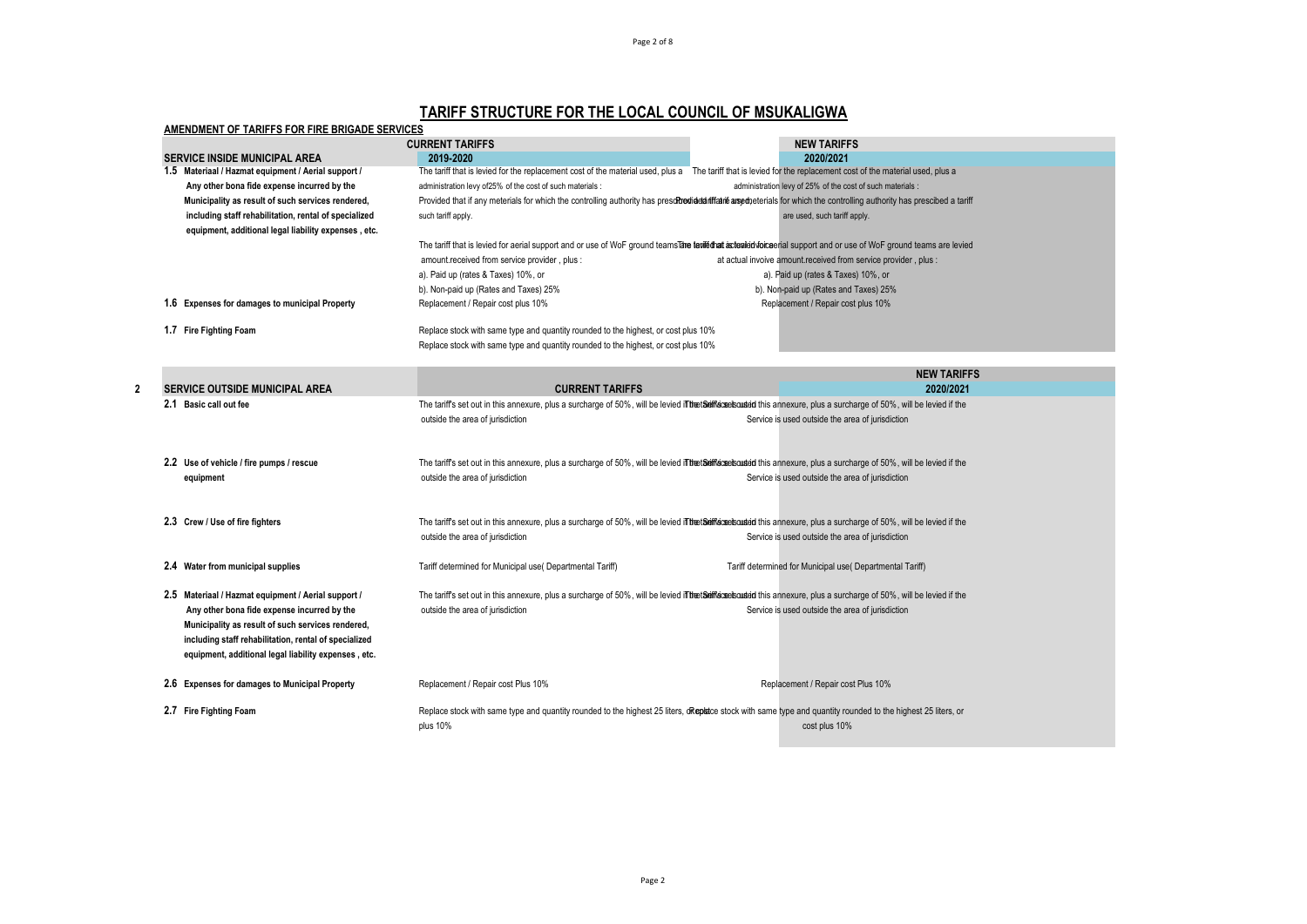# TARIFF STRUCTURE FOR THE LOCAL COUNCIL OF MSUKALIGWA

## AMENDMENT OF TARIFFS FOR FIRE BRIGADE SERVICES

| SERVICE INSIDE MUNICIPAL AREA | CURRENT TARIFFS 2019-2020 | NEW TARIFFS 2020/2021 |
|---|---|---|
| **1.5 Materiaal / Hazmat equipment / Aerial support / Any other bona fide expense incurred by the Municipality as result of such services rendered, including staff rehabilitation, rental of specialized equipment, additional legal liability expenses , etc.** | The tariff that is levied for the replacement cost of the material used, plus a administration levy of25% of the cost of such materials : Provided that if any meterials for which the controlling authority has prescribed a tariff are used, such tariff apply. The tariff that is levied for aerial support and or use of WoF ground teams are levied at actual invoice amount.received from service provider , plus : a). Paid up (rates & Taxes) 10%, or b). Non-paid up (Rates and Taxes) 25% | The tariff that is levied for the replacement cost of the material used, plus a administration levy of 25% of the cost of such materials : Provided that if any meterials for which the controlling authority has prescibed a tariff are used, such tariff apply. The tariff that is levied for aerial support and or use of WoF ground teams are levied at actual invoive amount.received from service provider , plus : a). Paid up (rates & Taxes) 10%, or b). Non-paid up (Rates and Taxes) 25% |
| **1.6 Expenses for damages to municipal Property** | Replacement / Repair cost plus 10% | Replacement / Repair cost plus 10% |
| **1.7 Fire Fighting Foam** | Replace stock with same type and quantity rounded to the highest, or cost plus 10% | Replace stock with same type and quantity rounded to the highest, or cost plus 10% |

| 2 SERVICE OUTSIDE MUNICIPAL AREA | CURRENT TARIFFS | NEW TARIFFS 2020/2021 |
|---|---|---|
| **2.1 Basic call out fee** | The tariff's set out in this annexure, plus a surcharge of 50%, will be levied if the Service is used outside the area of jurisdiction | The tariff's set out in this annexure, plus a surcharge of 50%, will be levied if the Service is used outside the area of jurisdiction |
| **2.2 Use of vehicle / fire pumps / rescue equipment** | The tariff's set out in this annexure, plus a surcharge of 50%, will be levied if the Service is used outside the area of jurisdiction | The tariff's set out in this annexure, plus a surcharge of 50%, will be levied if the Service is used outside the area of jurisdiction |
| **2.3 Crew / Use of fire fighters** | The tariff's set out in this annexure, plus a surcharge of 50%, will be levied if the Service is used outside the area of jurisdiction | The tariff's set out in this annexure, plus a surcharge of 50%, will be levied if the Service is used outside the area of jurisdiction |
| **2.4 Water from municipal supplies** | Tariff determined for Municipal use( Departmental Tariff) | Tariff determined for Municipal use( Departmental Tariff) |
| **2.5 Materiaal / Hazmat equipment / Aerial support / Any other bona fide expense incurred by the Municipality as result of such services rendered, including staff rehabilitation, rental of specialized equipment, additional legal liability expenses , etc.** | The tariff's set out in this annexure, plus a surcharge of 50%, will be levied if the Service is used outside the area of jurisdiction | The tariff's set out in this annexure, plus a surcharge of 50%, will be levied if the Service is used outside the area of jurisdiction |
| **2.6 Expenses for damages to Municipal Property** | Replacement / Repair cost Plus 10% | Replacement / Repair cost Plus 10% |
| **2.7 Fire Fighting Foam** | Replace stock with same type and quantity rounded to the highest 25 liters, or cost plus 10% | Replace stock with same type and quantity rounded to the highest 25 liters, or cost plus 10% |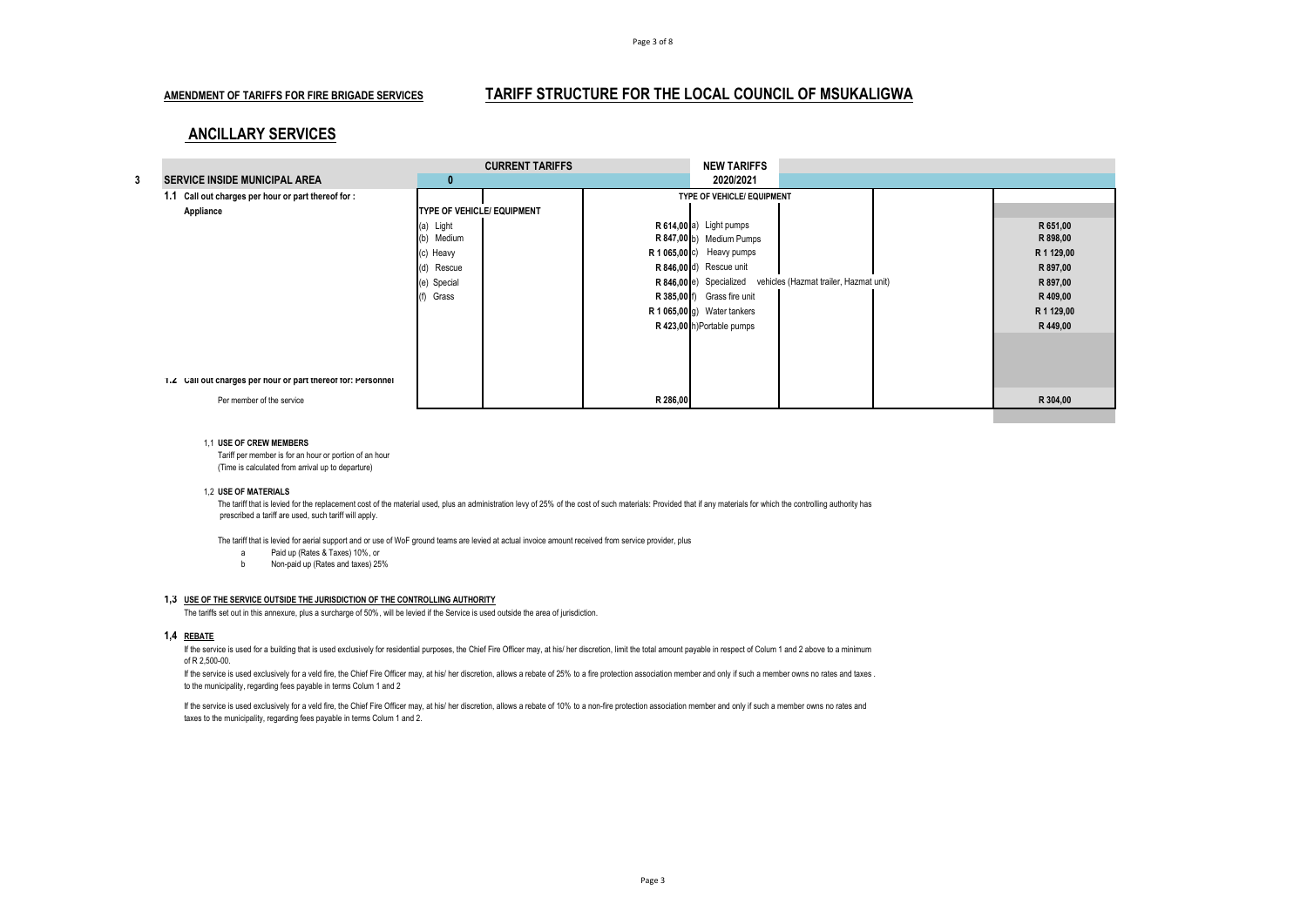## AMENDMENT OF TARIFFS FOR FIRE BRIGADE SERVICES

## TARIFF STRUCTURE FOR THE LOCAL COUNCIL OF MSUKALIGWA

## ANCILLARY SERVICES

| 3 | SERVICE INSIDE MUNICIPAL AREA | CURRENT TARIFFS | | NEW TARIFFS 2020/2021 |
|---|---|---|---|---|
| | | 0 | | |
| | **1.1 Call out charges per hour or part thereof for :** | | | |
| | **Appliance** | **TYPE OF VEHICLE/ EQUIPMENT** | **TYPE OF VEHICLE/ EQUIPMENT** | |
| | | (a) Light | R 614,00 a) Light pumps | R 651,00 |
| | | (b) Medium | R 847,00 b) Medium Pumps | R 898,00 |
| | | (c) Heavy | R 1 065,00 c) Heavy pumps | R 1 129,00 |
| | | (d) Rescue | R 846,00 d) Rescue unit | R 897,00 |
| | | (e) Special | R 846,00 e) Specialized vehicles (Hazmat trailer, Hazmat unit) | R 897,00 |
| | | (f) Grass | R 385,00 f) Grass fire unit | R 409,00 |
| | | | R 1 065,00 g) Water tankers | R 1 129,00 |
| | | | R 423,00 h)Portable pumps | R 449,00 |
| | **1.2 Call out charges per hour or part thereof for: Personnel** | | | |
| | Per member of the service | | R 286,00 | R 304,00 |

1,1 **USE OF CREW MEMBERS**

Tariff per member is for an hour or portion of an hour
(Time is calculated from arrival up to departure)

1,2 **USE OF MATERIALS**

The tariff that is levied for the replacement cost of the material used, plus an administration levy of 25% of the cost of such materials: Provided that if any materials for which the controlling authority has prescribed a tariff are used, such tariff will apply.

The tariff that is levied for aerial support and or use of WoF ground teams are levied at actual invoice amount received from service provider, plus

- a Paid up (Rates & Taxes) 10%, or
- b Non-paid up (Rates and taxes) 25%

**1,3 USE OF THE SERVICE OUTSIDE THE JURISDICTION OF THE CONTROLLING AUTHORITY**

The tariffs set out in this annexure, plus a surcharge of 50%, will be levied if the Service is used outside the area of jurisdiction.

**1,4 REBATE**

If the service is used for a building that is used exclusively for residential purposes, the Chief Fire Officer may, at his/ her discretion, limit the total amount payable in respect of Colum 1 and 2 above to a minimum of R 2,500-00.

If the service is used exclusively for a veld fire, the Chief Fire Officer may, at his/ her discretion, allows a rebate of 25% to a fire protection association member and only if such a member owns no rates and taxes . to the municipality, regarding fees payable in terms Colum 1 and 2

If the service is used exclusively for a veld fire, the Chief Fire Officer may, at his/ her discretion, allows a rebate of 10% to a non-fire protection association member and only if such a member owns no rates and taxes to the municipality, regarding fees payable in terms Colum 1 and 2.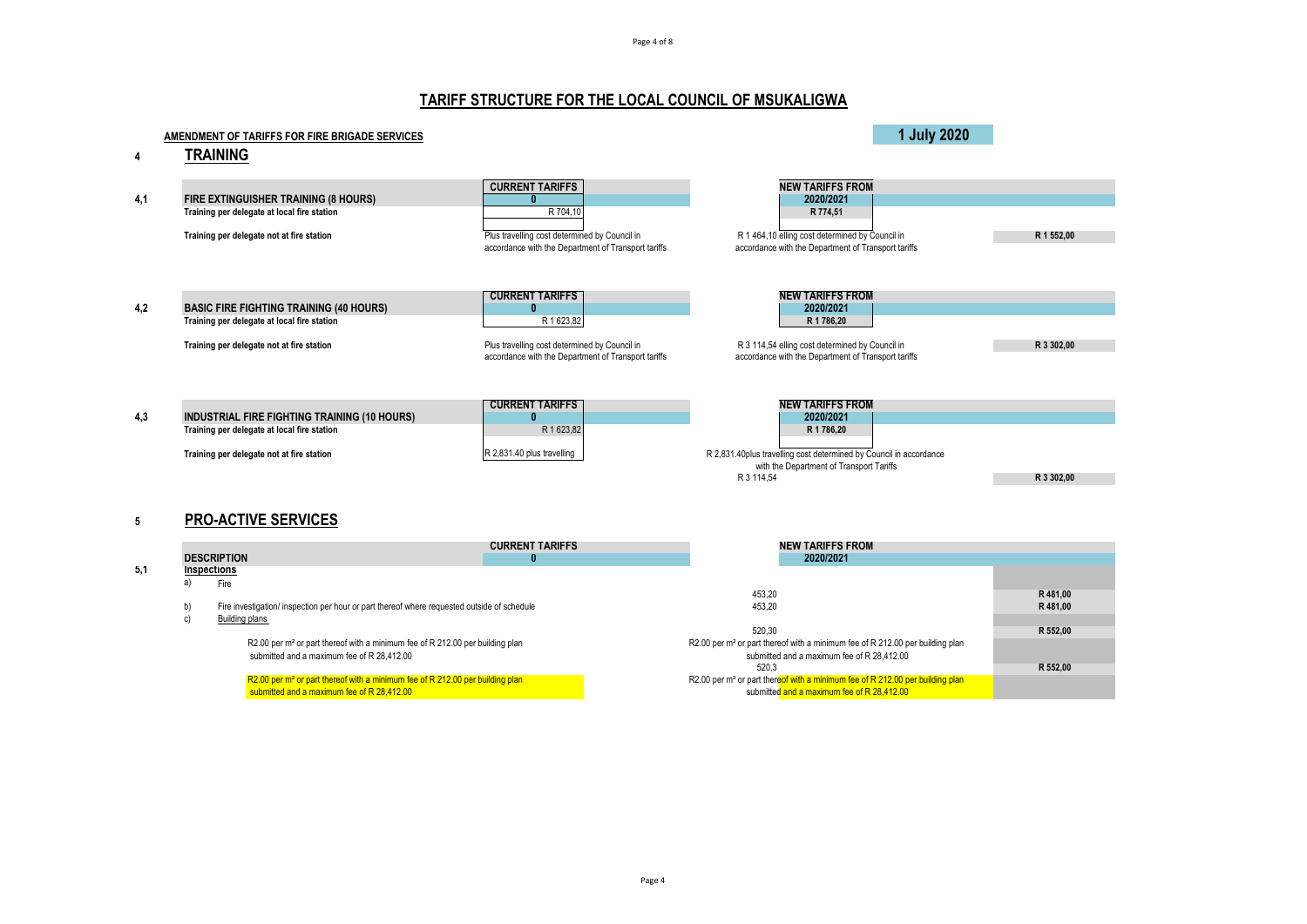# TARIFF STRUCTURE FOR THE LOCAL COUNCIL OF MSUKALIGWA

**AMENDMENT OF TARIFFS FOR FIRE BRIGADE SERVICES** **1 July 2020**

## 4 TRAINING

| 4,1 | FIRE EXTINGUISHER TRAINING (8 HOURS) | CURRENT TARIFFS 0 | NEW TARIFFS FROM 2020/2021 | |
|---|---|---|---|---|
| | Training per delegate at local fire station | R 704,10 | R 774,51 | |
| | Training per delegate not at fire station | Plus travelling cost determined by Council in accordance with the Department of Transport tariffs | R 1 464,10 elling cost determined by Council in accordance with the Department of Transport tariffs | R 1 552,00 |

| 4,2 | BASIC FIRE FIGHTING TRAINING (40 HOURS) | CURRENT TARIFFS 0 | NEW TARIFFS FROM 2020/2021 | |
|---|---|---|---|---|
| | Training per delegate at local fire station | R 1 623,82 | R 1 786,20 | |
| | Training per delegate not at fire station | Plus travelling cost determined by Council in accordance with the Department of Transport tariffs | R 3 114,54 elling cost determined by Council in accordance with the Department of Transport tariffs | R 3 302,00 |

| 4,3 | INDUSTRIAL FIRE FIGHTING TRAINING (10 HOURS) | CURRENT TARIFFS 0 | NEW TARIFFS FROM 2020/2021 | |
|---|---|---|---|---|
| | Training per delegate at local fire station | R 1 623,82 | R 1 786,20 | |
| | Training per delegate not at fire station | R 2,831.40 plus travelling | R 2,831.40plus travelling cost determined by Council in accordance with the Department of Transport Tariffs R 3 114,54 | R 3 302,00 |

## 5 PRO-ACTIVE SERVICES

| | DESCRIPTION | CURRENT TARIFFS 0 | NEW TARIFFS FROM 2020/2021 | |
|---|---|---|---|---|
| 5,1 | **Inspections** | | | |
| | a) Fire | | 453,20 | R 481,00 |
| | b) Fire investigation/ inspection per hour or part thereof where requested outside of schedule | | 453,20 | R 481,00 |
| | c) Building plans | | 520,30 | R 552,00 |
| | R2.00 per m² or part thereof with a minimum fee of R 212.00 per building plan submitted and a maximum fee of R 28,412.00 | | R2.00 per m² or part thereof with a minimum fee of R 212.00 per building plan submitted and a maximum fee of R 28,412.00 520,3 | R 552,00 |
| | R2.00 per m² or part thereof with a minimum fee of R 212.00 per building plan submitted and a maximum fee of R 28,412.00 | | R2.00 per m² or part thereof with a minimum fee of R 212.00 per building plan submitted and a maximum fee of R 28,412.00 | |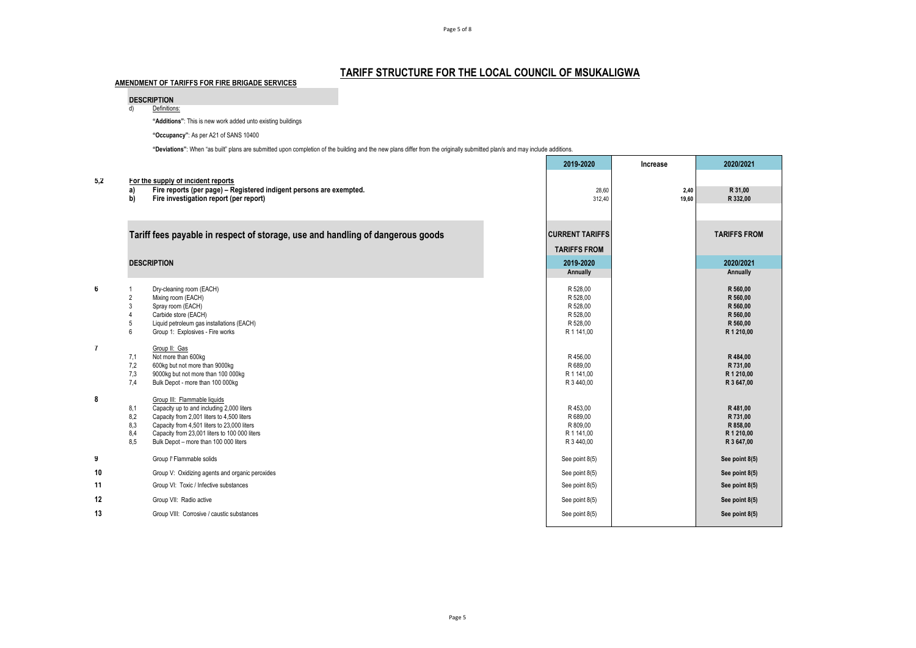# TARIFF STRUCTURE FOR THE LOCAL COUNCIL OF MSUKALIGWA

**AMENDMENT OF TARIFFS FOR FIRE BRIGADE SERVICES**

**DESCRIPTION**

d) Definitions:

**"Additions"**: This is new work added unto existing buildings

**"Occupancy"**: As per A21 of SANS 10400

**"Deviations"**: When "as built" plans are submitted upon completion of the building and the new plans differ from the originally submitted plan/s and may include additions.

| | | | 2019-2020 | Increase | 2020/2021 |
|---|---|---|---|---|---|
| 5,2 | | **For the supply of incident reports** | | | |
| | **a)** | **Fire reports (per page) – Registered indigent persons are exempted.** | 28,60 | **2,40** | **R 31,00** |
| | **b)** | **Fire investigation report (per report)** | 312,40 | **19,60** | **R 332,00** |

## Tariff fees payable in respect of storage, use and handling of dangerous goods

| | | **DESCRIPTION** | **CURRENT TARIFFS** | **TARIFFS FROM** |
|---|---|---|---|---|
| | | | **TARIFFS FROM** | |
| | | | **2019-2020** | **2020/2021** |
| | | | **Annually** | **Annually** |
| **6** | 1 | Dry-cleaning room (EACH) | R 528,00 | **R 560,00** |
| | 2 | Mixing room (EACH) | R 528,00 | **R 560,00** |
| | 3 | Spray room (EACH) | R 528,00 | **R 560,00** |
| | 4 | Carbide store (EACH) | R 528,00 | **R 560,00** |
| | 5 | Liquid petroleum gas installations (EACH) | R 528,00 | **R 560,00** |
| | 6 | Group 1: Explosives - Fire works | R 1 141,00 | **R 1 210,00** |
| **7** | | Group II: Gas | | |
| | 7,1 | Not more than 600kg | R 456,00 | **R 484,00** |
| | 7,2 | 600kg but not more than 9000kg | R 689,00 | **R 731,00** |
| | 7,3 | 9000kg but not more than 100 000kg | R 1 141,00 | **R 1 210,00** |
| | 7,4 | Bulk Depot - more than 100 000kg | R 3 440,00 | **R 3 647,00** |
| **8** | | Group III: Flammable liquids | | |
| | 8,1 | Capacity up to and including 2,000 liters | R 453,00 | **R 481,00** |
| | 8,2 | Capacity from 2,001 liters to 4,500 liters | R 689,00 | **R 731,00** |
| | 8,3 | Capacity from 4,501 liters to 23,000 liters | R 809,00 | **R 858,00** |
| | 8,4 | Capacity from 23,001 liters to 100 000 liters | R 1 141,00 | **R 1 210,00** |
| | 8,5 | Bulk Depot – more than 100 000 liters | R 3 440,00 | **R 3 647,00** |
| **9** | | Group I' Flammable solids | See point 8(5) | **See point 8(5)** |
| **10** | | Group V: Oxidizing agents and organic peroxides | See point 8(5) | **See point 8(5)** |
| **11** | | Group VI: Toxic / Infective substances | See point 8(5) | **See point 8(5)** |
| **12** | | Group VII: Radio active | See point 8(5) | **See point 8(5)** |
| **13** | | Group VIII: Corrosive / caustic substances | See point 8(5) | **See point 8(5)** |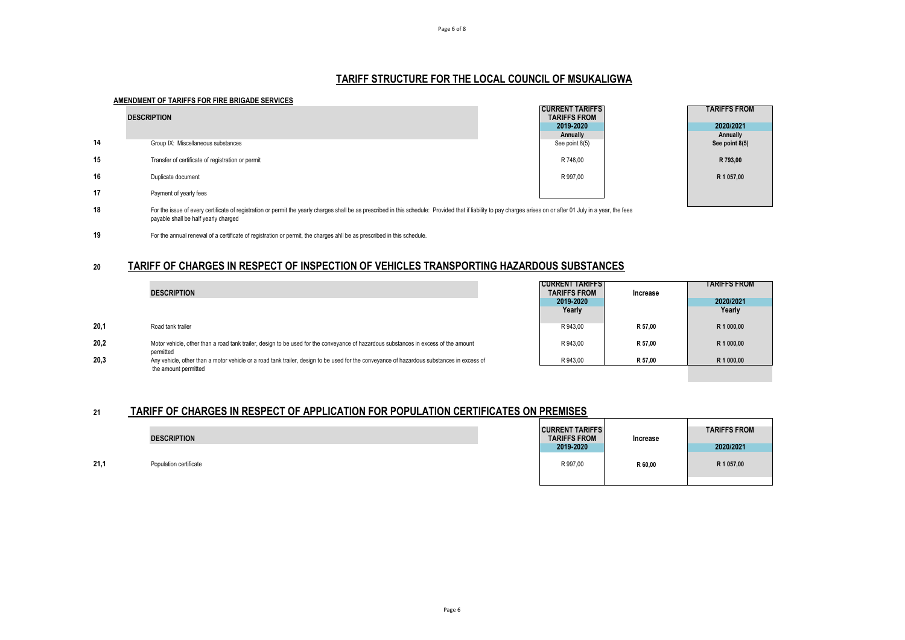## TARIFF STRUCTURE FOR THE LOCAL COUNCIL OF MSUKALIGWA

**AMENDMENT OF TARIFFS FOR FIRE BRIGADE SERVICES**

| | DESCRIPTION | CURRENT TARIFFS TARIFFS FROM 2019-2020 Annually | TARIFFS FROM 2020/2021 Annually |
|---|---|---|---|
| 14 | Group IX: Miscellaneous substances | See point 8(5) | **See point 8(5)** |
| 15 | Transfer of certificate of registration or permit | R 748,00 | **R 793,00** |
| 16 | Duplicate document | R 997,00 | **R 1 057,00** |
| 17 | Payment of yearly fees | | |

**18** For the issue of every certificate of registration or permit the yearly charges shall be as prescribed in this schedule: Provided that if liability to pay charges arises on or after 01 July in a year, the fees payable shall be half yearly charged

**19** For the annual renewal of a certificate of registration or permit, the charges ahll be as prescribed in this schedule.

## 20 TARIFF OF CHARGES IN RESPECT OF INSPECTION OF VEHICLES TRANSPORTING HAZARDOUS SUBSTANCES

| | DESCRIPTION | CURRENT TARIFFS TARIFFS FROM 2019-2020 Yearly | Increase | TARIFFS FROM 2020/2021 Yearly |
|---|---|---|---|---|
| 20,1 | Road tank trailer | R 943,00 | **R 57,00** | **R 1 000,00** |
| 20,2 | Motor vehicle, other than a road tank trailer, design to be used for the conveyance of hazardous substances in excess of the amount permitted | R 943,00 | **R 57,00** | **R 1 000,00** |
| 20,3 | Any vehicle, other than a motor vehicle or a road tank trailer, design to be used for the conveyance of hazardous substances in excess of the amount permitted | R 943,00 | **R 57,00** | **R 1 000,00** |

## 21 TARIFF OF CHARGES IN RESPECT OF APPLICATION FOR POPULATION CERTIFICATES ON PREMISES

| | DESCRIPTION | CURRENT TARIFFS TARIFFS FROM 2019-2020 | Increase | TARIFFS FROM 2020/2021 |
|---|---|---|---|---|
| 21,1 | Population certificate | R 997,00 | **R 60,00** | **R 1 057,00** |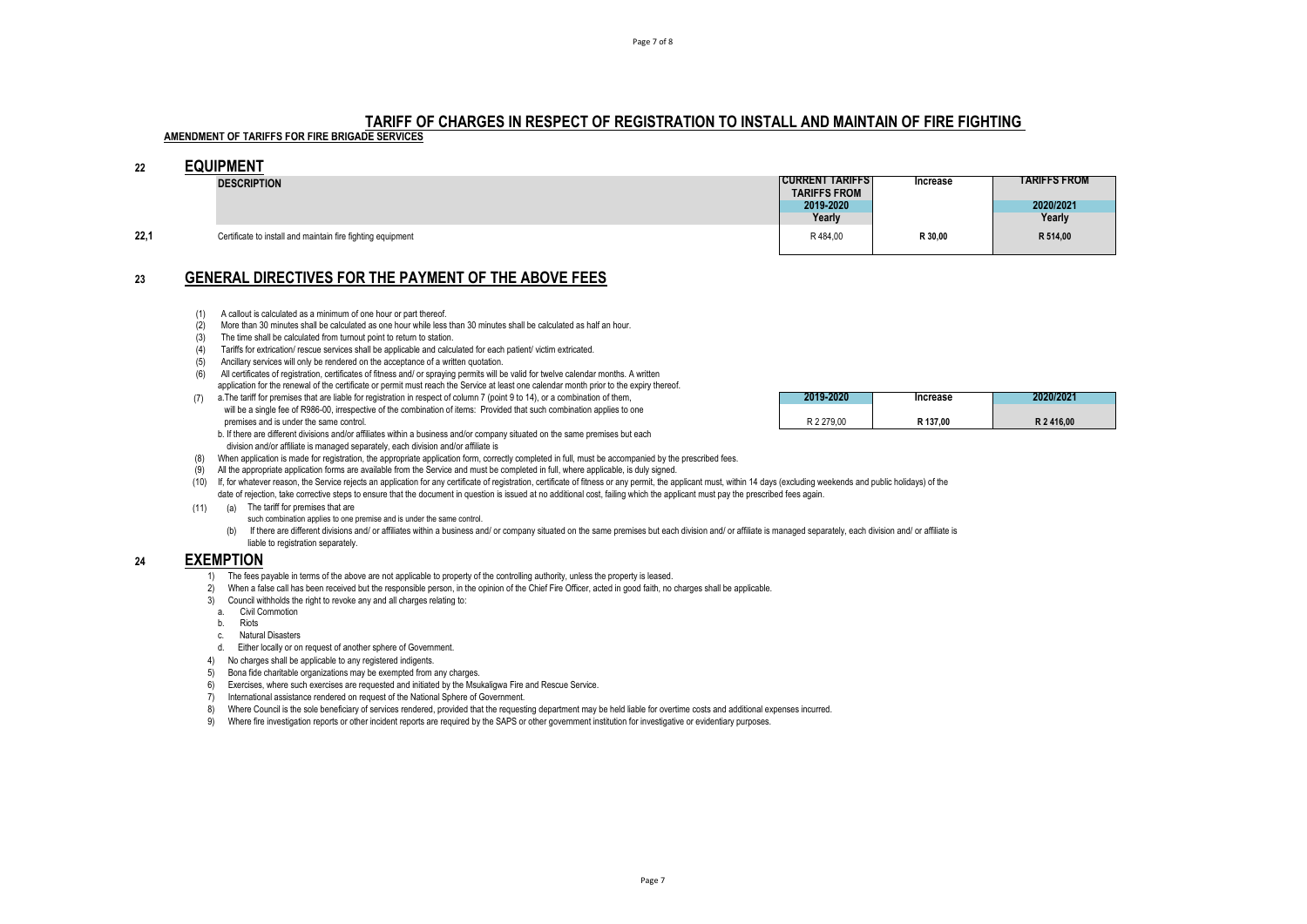## TARIFF OF CHARGES IN RESPECT OF REGISTRATION TO INSTALL AND MAINTAIN OF FIRE FIGHTING

**AMENDMENT OF TARIFFS FOR FIRE BRIGADE SERVICES**

## 22 EQUIPMENT

| | DESCRIPTION | CURRENT TARIFFS TARIFFS FROM 2019-2020 Yearly | Increase | TARIFFS FROM 2020/2021 Yearly |
|---|---|---|---|---|
| 22,1 | Certificate to install and maintain fire fighting equipment | R 484,00 | R 30,00 | R 514,00 |

## 23 GENERAL DIRECTIVES FOR THE PAYMENT OF THE ABOVE FEES

(1) A callout is calculated as a minimum of one hour or part thereof.

(2) More than 30 minutes shall be calculated as one hour while less than 30 minutes shall be calculated as half an hour.

(3) The time shall be calculated from turnout point to return to station.

(4) Tariffs for extrication/ rescue services shall be applicable and calculated for each patient/ victim extricated.

(5) Ancillary services will only be rendered on the acceptance of a written quotation.

(6) All certificates of registration, certificates of fitness and/ or spraying permits will be valid for twelve calendar months. A written application for the renewal of the certificate or permit must reach the Service at least one calendar month prior to the expiry thereof.

(7) a.The tariff for premises that are liable for registration in respect of column 7 (point 9 to 14), or a combination of them, will be a single fee of R986-00, irrespective of the combination of items: Provided that such combination applies to one premises and is under the same control.

| 2019-2020 | Increase | 2020/2021 |
|---|---|---|
| R 2 279,00 | R 137,00 | R 2 416,00 |

b. If there are different divisions and/or affiliates within a business and/or company situated on the same premises but each division and/or affiliate is managed separately, each division and/or affiliate is

(8) When application is made for registration, the appropriate application form, correctly completed in full, must be accompanied by the prescribed fees.

(9) All the appropriate application forms are available from the Service and must be completed in full, where applicable, is duly signed.

(10) If, for whatever reason, the Service rejects an application for any certificate of registration, certificate of fitness or any permit, the applicant must, within 14 days (excluding weekends and public holidays) of the date of rejection, take corrective steps to ensure that the document in question is issued at no additional cost, failing which the applicant must pay the prescribed fees again.

(11) (a) The tariff for premises that are such combination applies to one premise and is under the same control.

(b) If there are different divisions and/ or affiliates within a business and/ or company situated on the same premises but each division and/ or affiliate is managed separately, each division and/ or affiliate is liable to registration separately.

## 24 EXEMPTION

1) The fees payable in terms of the above are not applicable to property of the controlling authority, unless the property is leased.
2) When a false call has been received but the responsible person, in the opinion of the Chief Fire Officer, acted in good faith, no charges shall be applicable.
3) Council withholds the right to revoke any and all charges relating to:
   a. Civil Commotion
   b. Riots
   c. Natural Disasters
   d. Either locally or on request of another sphere of Government.
4) No charges shall be applicable to any registered indigents.
5) Bona fide charitable organizations may be exempted from any charges.
6) Exercises, where such exercises are requested and initiated by the Msukaligwa Fire and Rescue Service.
7) International assistance rendered on request of the National Sphere of Government.
8) Where Council is the sole beneficiary of services rendered, provided that the requesting department may be held liable for overtime costs and additional expenses incurred.
9) Where fire investigation reports or other incident reports are required by the SAPS or other government institution for investigative or evidentiary purposes.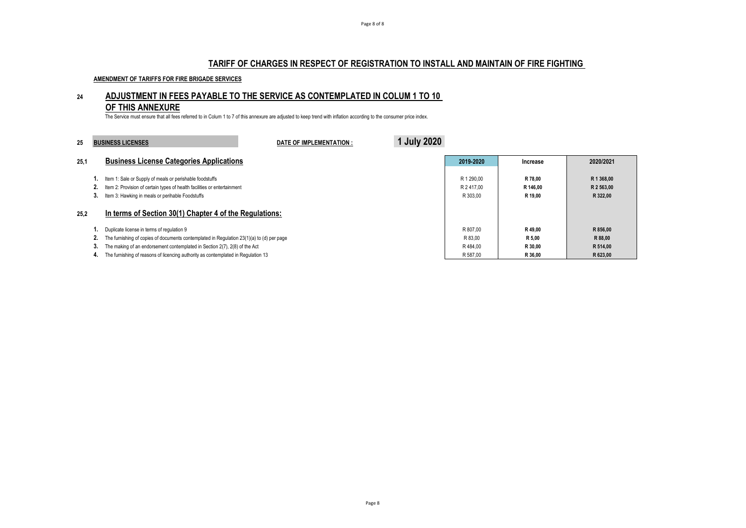# TARIFF OF CHARGES IN RESPECT OF REGISTRATION TO INSTALL AND MAINTAIN OF FIRE FIGHTING

**AMENDMENT OF TARIFFS FOR FIRE BRIGADE SERVICES**

## 24 ADJUSTMENT IN FEES PAYABLE TO THE SERVICE AS CONTEMPLATED IN COLUM 1 TO 10 OF THIS ANNEXURE

The Service must ensure that all fees referred to in Colum 1 to 7 of this annexure are adjusted to keep trend with inflation according to the consumer price index.

**25 BUSINESS LICENSES** **DATE OF IMPLEMENTATION :** **1 July 2020**

| | | 2019-2020 | Increase | 2020/2021 |
|---|---|---|---|---|
| **25,1** | **Business License Categories Applications** | | | |
| 1. | Item 1: Sale or Supply of meals or perishable foodstuffs | R 1 290,00 | R 78,00 | R 1 368,00 |
| 2. | Item 2: Provision of certain types of health facilities or entertainment | R 2 417,00 | R 146,00 | R 2 563,00 |
| 3. | Item 3: Hawking in meals or perihable Foodstuffs | R 303,00 | R 19,00 | R 322,00 |
| **25,2** | **In terms of Section 30(1) Chapter 4 of the Regulations:** | | | |
| 1. | Duplicate license in terms of regulation 9 | R 807,00 | R 49,00 | R 856,00 |
| 2. | The furnishing of copies of documents contemplated in Regulation 23(1)(a) to (d) per page | R 83,00 | R 5,00 | R 88,00 |
| 3. | The making of an endorsement contemplated in Section 2(7), 2(8) of the Act | R 484,00 | R 30,00 | R 514,00 |
| 4. | The furnishing of reasons of licencing authority as contemplated in Regulation 13 | R 587,00 | R 36,00 | R 623,00 |